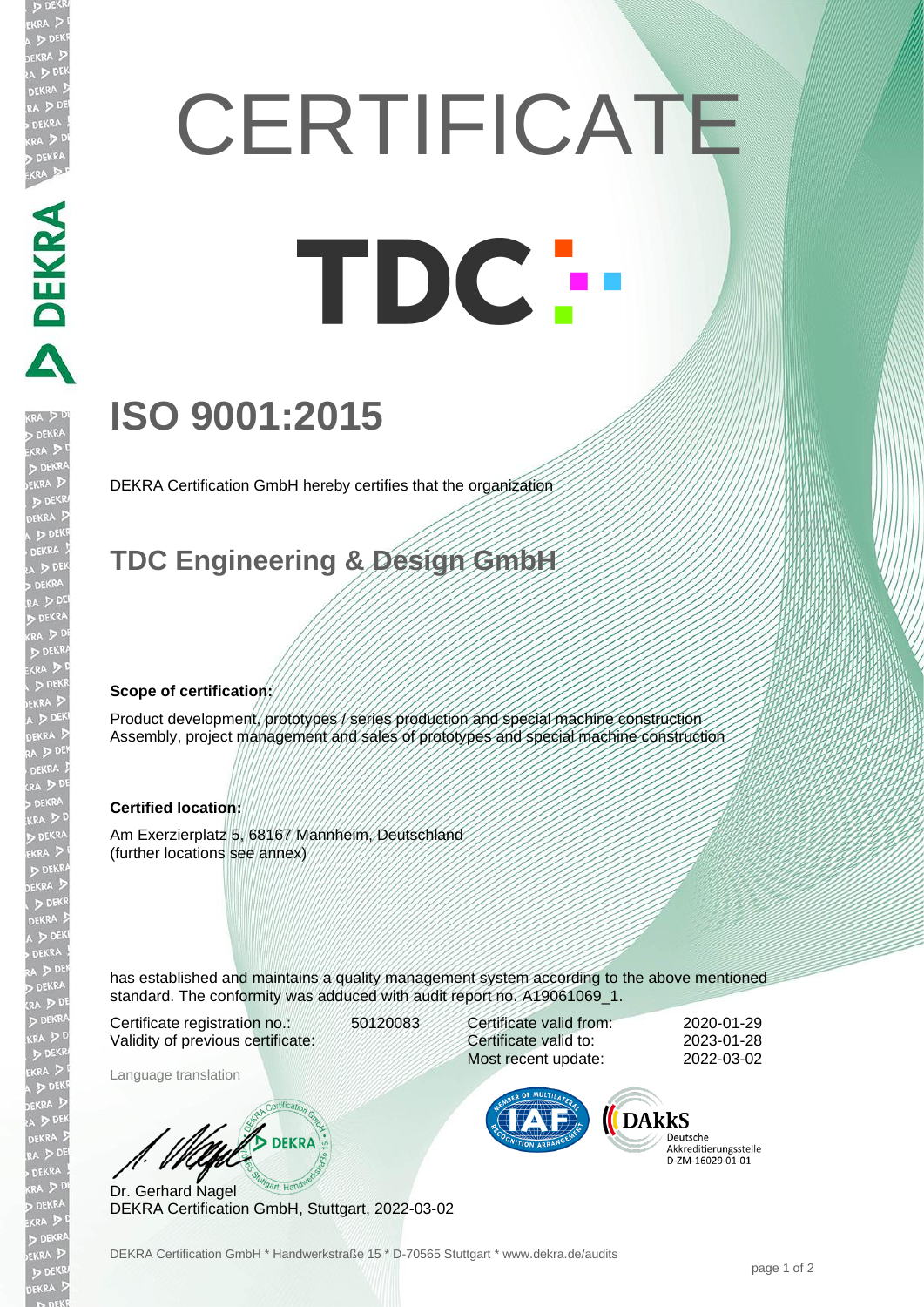# CERTIFICATE

# TDC

## ISO 9001:2015

DEKRA Certification GmbH hereby certifies that the organization

## TDC Engineering & Design GmbH

**Scope of certification:**

Product development, prototypes / series production and special machine construction
Assembly, project management and sales of prototypes and special machine construction

**Certified location:**

Am Exerzierplatz 5, 68167 Mannheim, Deutschland
(further locations see annex)

has established and maintains a quality management system according to the above mentioned standard. The conformity was adduced with audit report no. A19061069_1.

| | | | |
|---|---|---|---|
| Certificate registration no.: | 50120083 | Certificate valid from: | 2020-01-29 |
| Validity of previous certificate: | | Certificate valid to: | 2023-01-28 |
| | | Most recent update: | 2022-03-02 |

Language translation

Dr. Gerhard Nagel
DEKRA Certification GmbH, Stuttgart, 2022-03-02

DAkkS Deutsche Akkreditierungsstelle D-ZM-16029-01-01

DEKRA Certification GmbH * Handwerkstraße 15 * D-70565 Stuttgart * www.dekra.de/audits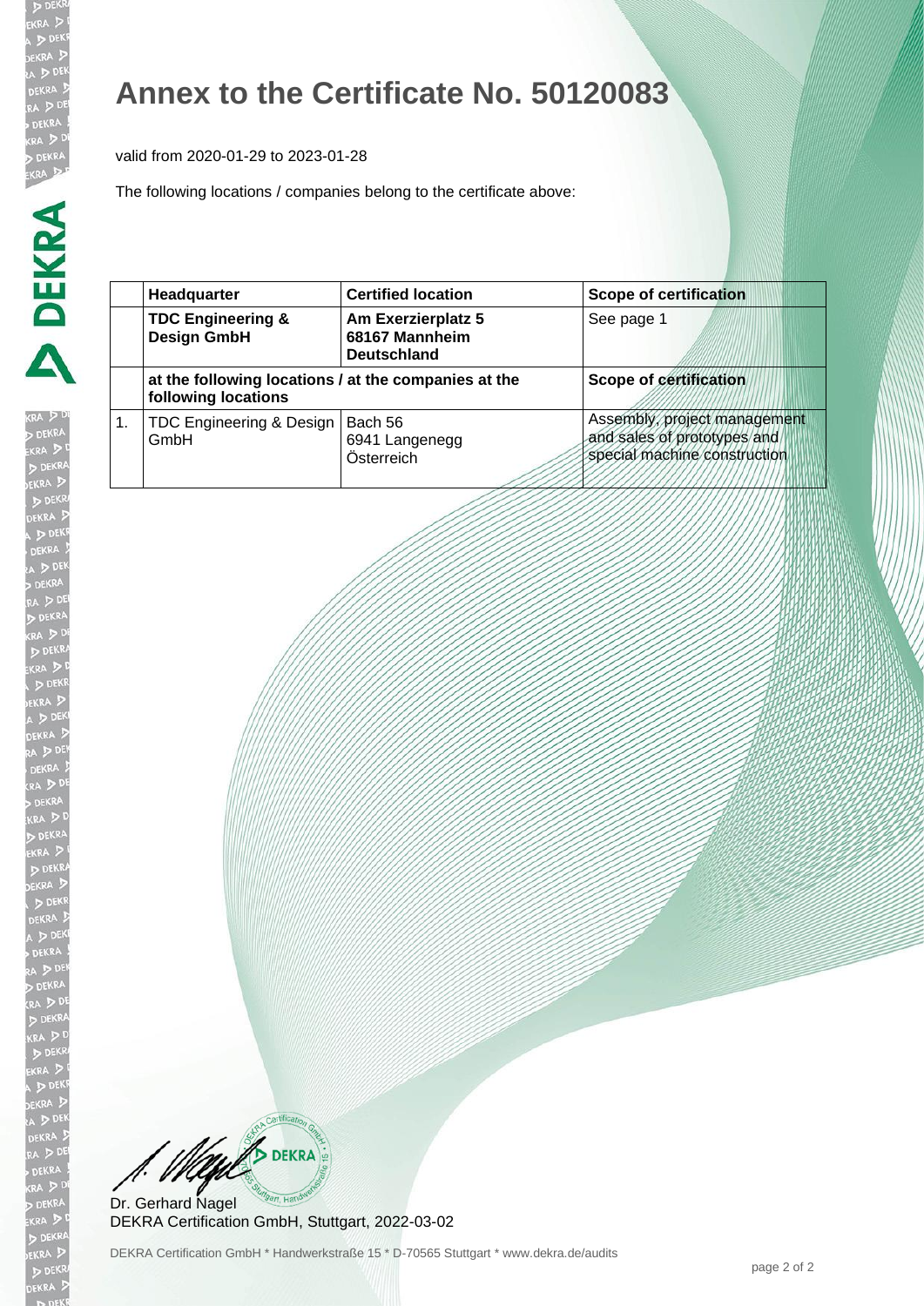# Annex to the Certificate No. 50120083

valid from 2020-01-29 to 2023-01-28

The following locations / companies belong to the certificate above:

| | Headquarter | Certified location | Scope of certification |
|---|---|---|---|
| | **TDC Engineering & Design GmbH** | **Am Exerzierplatz 5 68167 Mannheim Deutschland** | See page 1 |
| | **at the following locations / at the companies at the following locations** | | **Scope of certification** |
| 1. | TDC Engineering & Design GmbH | Bach 56 6941 Langenegg Österreich | Assembly, project management and sales of prototypes and special machine construction |

Dr. Gerhard Nagel
DEKRA Certification GmbH, Stuttgart, 2022-03-02

DEKRA Certification GmbH * Handwerkstraße 15 * D-70565 Stuttgart * www.dekra.de/audits